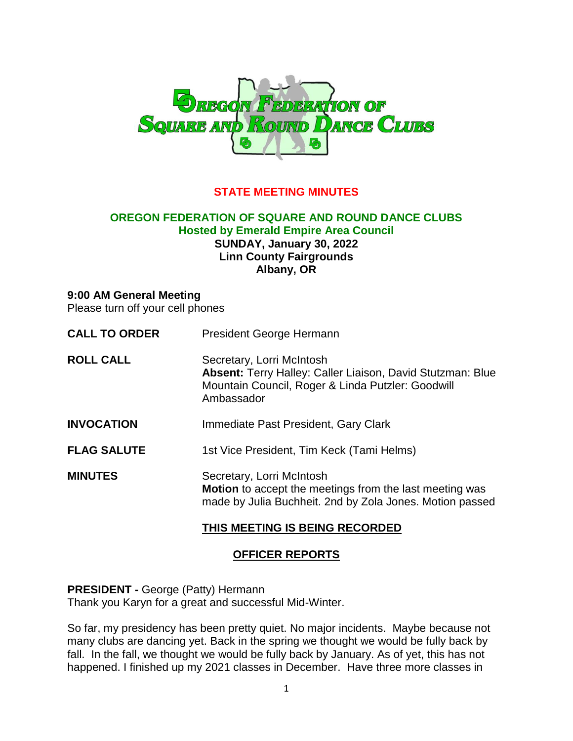# STATE MEETING MINUTES

## OREGON FEDERATION OF SQUARE AND ROUND DANCE CLUBS

**Hosted by Emerald Empire Area Council**
**SUNDAY, January 30, 2022**
**Linn County Fairgrounds**
**Albany, OR**

**9:00 AM General Meeting**
Please turn off your cell phones

**CALL TO ORDER** President George Hermann

**ROLL CALL** Secretary, Lorri McIntosh
**Absent:** Terry Halley: Caller Liaison, David Stutzman: Blue Mountain Council, Roger & Linda Putzler: Goodwill Ambassador

**INVOCATION** Immediate Past President, Gary Clark

**FLAG SALUTE** 1st Vice President, Tim Keck (Tami Helms)

**MINUTES** Secretary, Lorri McIntosh
**Motion** to accept the meetings from the last meeting was made by Julia Buchheit. 2nd by Zola Jones. Motion passed

**THIS MEETING IS BEING RECORDED**

## OFFICER REPORTS

**PRESIDENT -** George (Patty) Hermann
Thank you Karyn for a great and successful Mid-Winter.

So far, my presidency has been pretty quiet. No major incidents. Maybe because not many clubs are dancing yet. Back in the spring we thought we would be fully back by fall. In the fall, we thought we would be fully back by January. As of yet, this has not happened. I finished up my 2021 classes in December. Have three more classes in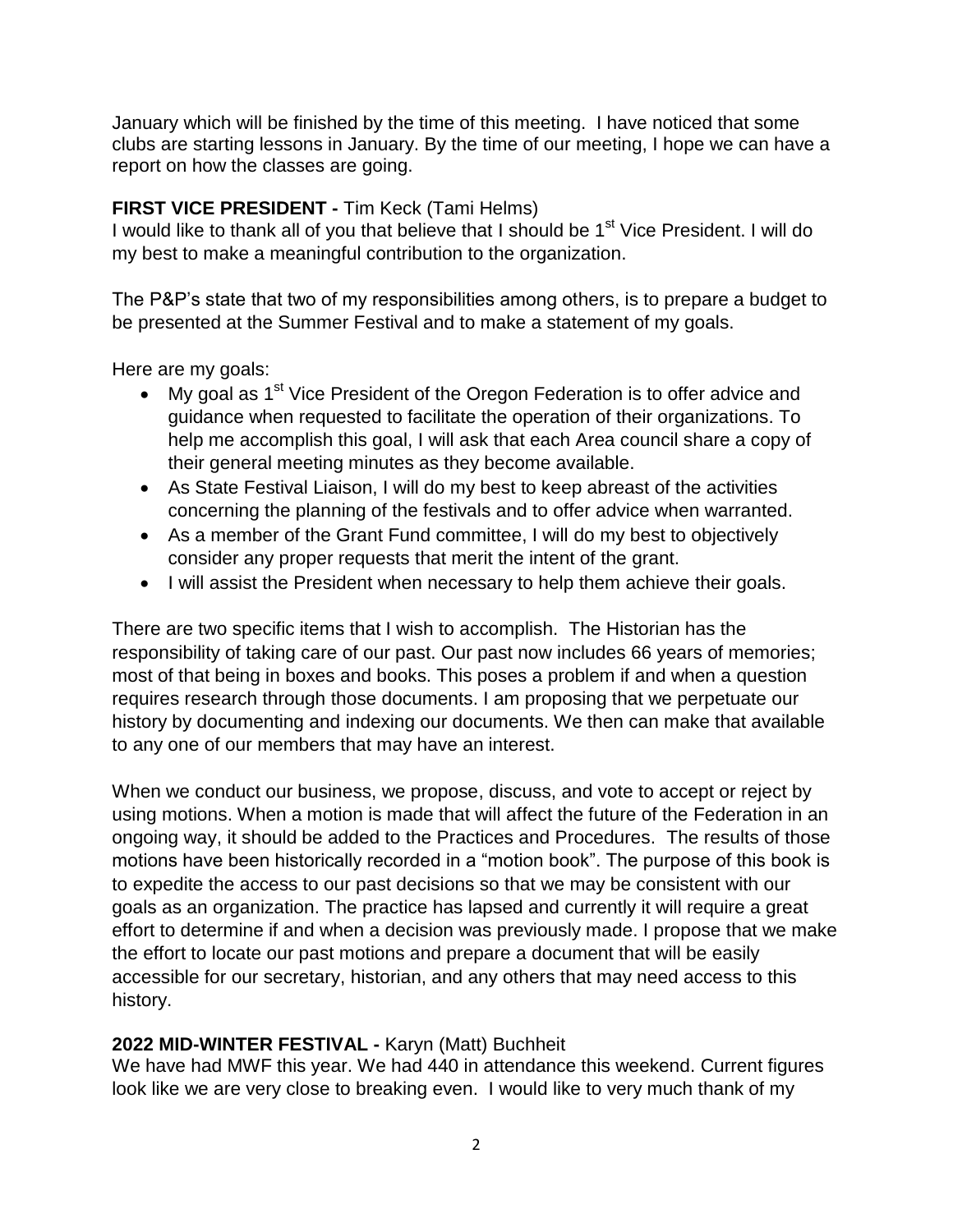January which will be finished by the time of this meeting. I have noticed that some clubs are starting lessons in January. By the time of our meeting, I hope we can have a report on how the classes are going.

**FIRST VICE PRESIDENT -** Tim Keck (Tami Helms)

I would like to thank all of you that believe that I should be 1st Vice President. I will do my best to make a meaningful contribution to the organization.

The P&P's state that two of my responsibilities among others, is to prepare a budget to be presented at the Summer Festival and to make a statement of my goals.

Here are my goals:

- My goal as 1st Vice President of the Oregon Federation is to offer advice and guidance when requested to facilitate the operation of their organizations. To help me accomplish this goal, I will ask that each Area council share a copy of their general meeting minutes as they become available.
- As State Festival Liaison, I will do my best to keep abreast of the activities concerning the planning of the festivals and to offer advice when warranted.
- As a member of the Grant Fund committee, I will do my best to objectively consider any proper requests that merit the intent of the grant.
- I will assist the President when necessary to help them achieve their goals.

There are two specific items that I wish to accomplish. The Historian has the responsibility of taking care of our past. Our past now includes 66 years of memories; most of that being in boxes and books. This poses a problem if and when a question requires research through those documents. I am proposing that we perpetuate our history by documenting and indexing our documents. We then can make that available to any one of our members that may have an interest.

When we conduct our business, we propose, discuss, and vote to accept or reject by using motions. When a motion is made that will affect the future of the Federation in an ongoing way, it should be added to the Practices and Procedures. The results of those motions have been historically recorded in a "motion book". The purpose of this book is to expedite the access to our past decisions so that we may be consistent with our goals as an organization. The practice has lapsed and currently it will require a great effort to determine if and when a decision was previously made. I propose that we make the effort to locate our past motions and prepare a document that will be easily accessible for our secretary, historian, and any others that may need access to this history.

**2022 MID-WINTER FESTIVAL -** Karyn (Matt) Buchheit

We have had MWF this year. We had 440 in attendance this weekend. Current figures look like we are very close to breaking even. I would like to very much thank of my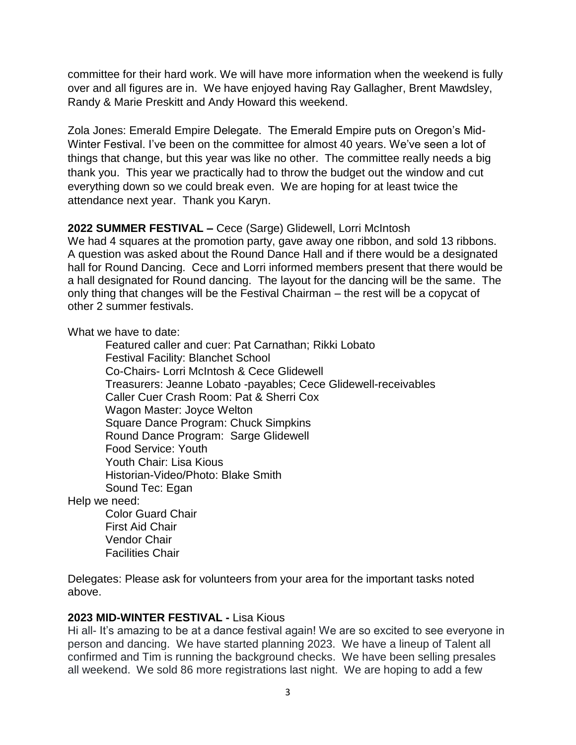committee for their hard work. We will have more information when the weekend is fully over and all figures are in. We have enjoyed having Ray Gallagher, Brent Mawdsley, Randy & Marie Preskitt and Andy Howard this weekend.

Zola Jones: Emerald Empire Delegate. The Emerald Empire puts on Oregon's Mid-Winter Festival. I've been on the committee for almost 40 years. We've seen a lot of things that change, but this year was like no other. The committee really needs a big thank you. This year we practically had to throw the budget out the window and cut everything down so we could break even. We are hoping for at least twice the attendance next year. Thank you Karyn.

**2022 SUMMER FESTIVAL –** Cece (Sarge) Glidewell, Lorri McIntosh

We had 4 squares at the promotion party, gave away one ribbon, and sold 13 ribbons. A question was asked about the Round Dance Hall and if there would be a designated hall for Round Dancing. Cece and Lorri informed members present that there would be a hall designated for Round dancing. The layout for the dancing will be the same. The only thing that changes will be the Festival Chairman – the rest will be a copycat of other 2 summer festivals.

What we have to date:

- Featured caller and cuer: Pat Carnathan; Rikki Lobato
- Festival Facility: Blanchet School
- Co-Chairs- Lorri McIntosh & Cece Glidewell
- Treasurers: Jeanne Lobato -payables; Cece Glidewell-receivables
- Caller Cuer Crash Room: Pat & Sherri Cox
- Wagon Master: Joyce Welton
- Square Dance Program: Chuck Simpkins
- Round Dance Program: Sarge Glidewell
- Food Service: Youth
- Youth Chair: Lisa Kious
- Historian-Video/Photo: Blake Smith
- Sound Tec: Egan

Help we need:

- Color Guard Chair
- First Aid Chair
- Vendor Chair
- Facilities Chair

Delegates: Please ask for volunteers from your area for the important tasks noted above.

**2023 MID-WINTER FESTIVAL -** Lisa Kious

Hi all- It's amazing to be at a dance festival again! We are so excited to see everyone in person and dancing. We have started planning 2023. We have a lineup of Talent all confirmed and Tim is running the background checks. We have been selling presales all weekend. We sold 86 more registrations last night. We are hoping to add a few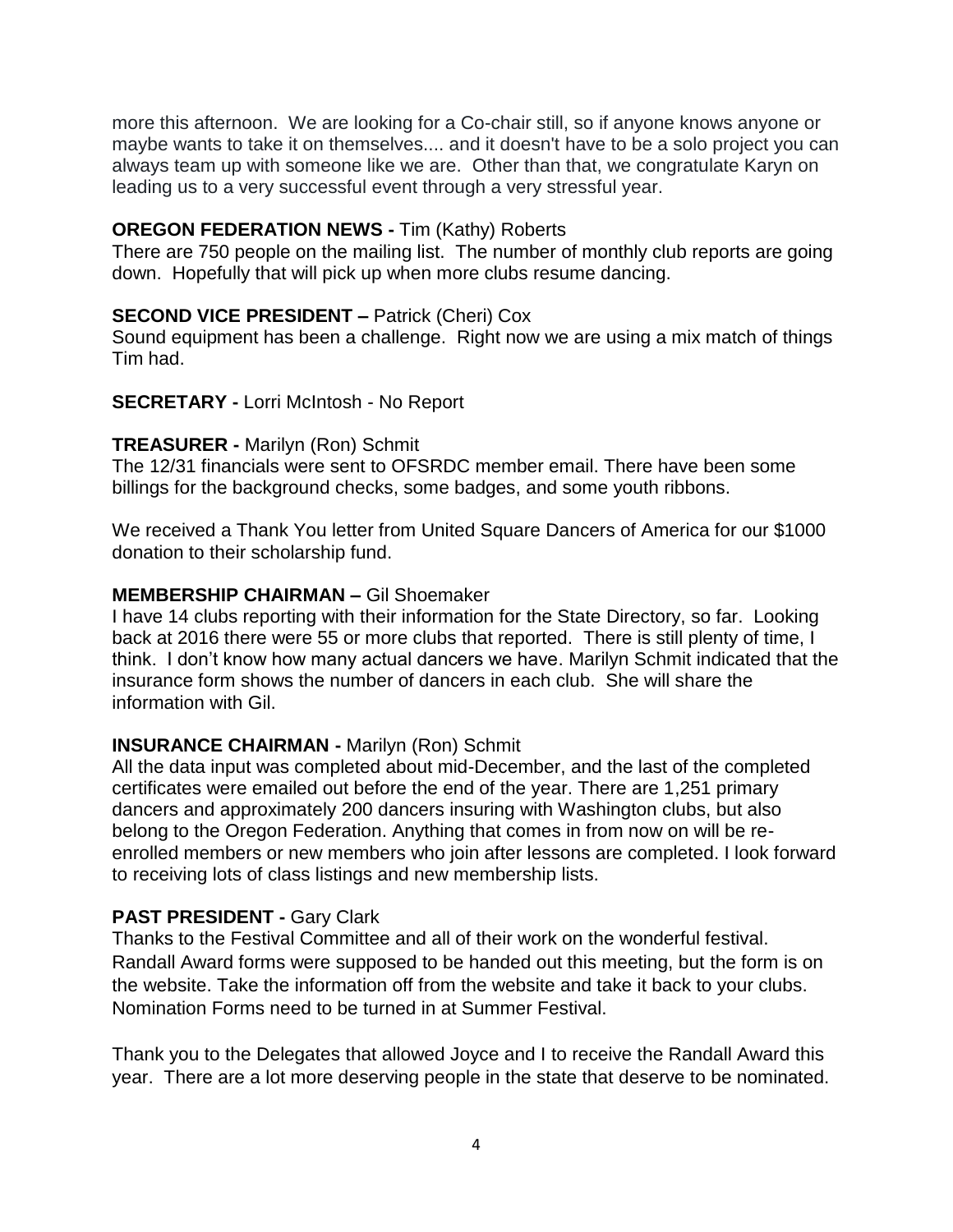more this afternoon. We are looking for a Co-chair still, so if anyone knows anyone or maybe wants to take it on themselves.... and it doesn't have to be a solo project you can always team up with someone like we are. Other than that, we congratulate Karyn on leading us to a very successful event through a very stressful year.

**OREGON FEDERATION NEWS -** Tim (Kathy) Roberts
There are 750 people on the mailing list. The number of monthly club reports are going down. Hopefully that will pick up when more clubs resume dancing.

**SECOND VICE PRESIDENT –** Patrick (Cheri) Cox
Sound equipment has been a challenge. Right now we are using a mix match of things Tim had.

**SECRETARY -** Lorri McIntosh - No Report

**TREASURER -** Marilyn (Ron) Schmit
The 12/31 financials were sent to OFSRDC member email. There have been some billings for the background checks, some badges, and some youth ribbons.

We received a Thank You letter from United Square Dancers of America for our $1000 donation to their scholarship fund.

**MEMBERSHIP CHAIRMAN –** Gil Shoemaker
I have 14 clubs reporting with their information for the State Directory, so far. Looking back at 2016 there were 55 or more clubs that reported. There is still plenty of time, I think. I don't know how many actual dancers we have. Marilyn Schmit indicated that the insurance form shows the number of dancers in each club. She will share the information with Gil.

**INSURANCE CHAIRMAN -** Marilyn (Ron) Schmit
All the data input was completed about mid-December, and the last of the completed certificates were emailed out before the end of the year. There are 1,251 primary dancers and approximately 200 dancers insuring with Washington clubs, but also belong to the Oregon Federation. Anything that comes in from now on will be re-enrolled members or new members who join after lessons are completed. I look forward to receiving lots of class listings and new membership lists.

**PAST PRESIDENT -** Gary Clark
Thanks to the Festival Committee and all of their work on the wonderful festival. Randall Award forms were supposed to be handed out this meeting, but the form is on the website. Take the information off from the website and take it back to your clubs. Nomination Forms need to be turned in at Summer Festival.

Thank you to the Delegates that allowed Joyce and I to receive the Randall Award this year. There are a lot more deserving people in the state that deserve to be nominated.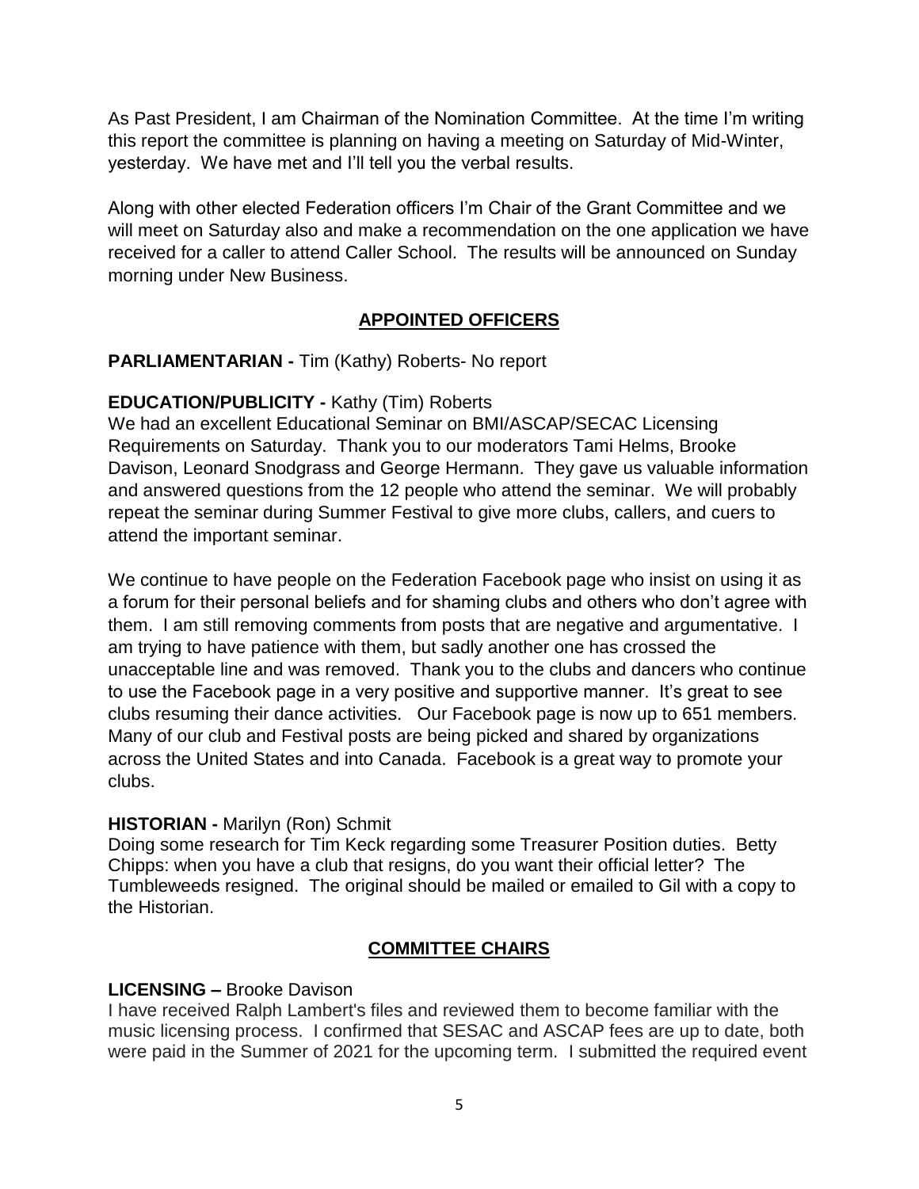As Past President, I am Chairman of the Nomination Committee. At the time I'm writing this report the committee is planning on having a meeting on Saturday of Mid-Winter, yesterday. We have met and I'll tell you the verbal results.

Along with other elected Federation officers I'm Chair of the Grant Committee and we will meet on Saturday also and make a recommendation on the one application we have received for a caller to attend Caller School. The results will be announced on Sunday morning under New Business.

## APPOINTED OFFICERS

**PARLIAMENTARIAN -** Tim (Kathy) Roberts- No report

**EDUCATION/PUBLICITY -** Kathy (Tim) Roberts

We had an excellent Educational Seminar on BMI/ASCAP/SECAC Licensing Requirements on Saturday. Thank you to our moderators Tami Helms, Brooke Davison, Leonard Snodgrass and George Hermann. They gave us valuable information and answered questions from the 12 people who attend the seminar. We will probably repeat the seminar during Summer Festival to give more clubs, callers, and cuers to attend the important seminar.

We continue to have people on the Federation Facebook page who insist on using it as a forum for their personal beliefs and for shaming clubs and others who don't agree with them. I am still removing comments from posts that are negative and argumentative. I am trying to have patience with them, but sadly another one has crossed the unacceptable line and was removed. Thank you to the clubs and dancers who continue to use the Facebook page in a very positive and supportive manner. It's great to see clubs resuming their dance activities. Our Facebook page is now up to 651 members. Many of our club and Festival posts are being picked and shared by organizations across the United States and into Canada. Facebook is a great way to promote your clubs.

**HISTORIAN -** Marilyn (Ron) Schmit

Doing some research for Tim Keck regarding some Treasurer Position duties. Betty Chipps: when you have a club that resigns, do you want their official letter? The Tumbleweeds resigned. The original should be mailed or emailed to Gil with a copy to the Historian.

## COMMITTEE CHAIRS

**LICENSING –** Brooke Davison

I have received Ralph Lambert's files and reviewed them to become familiar with the music licensing process. I confirmed that SESAC and ASCAP fees are up to date, both were paid in the Summer of 2021 for the upcoming term. I submitted the required event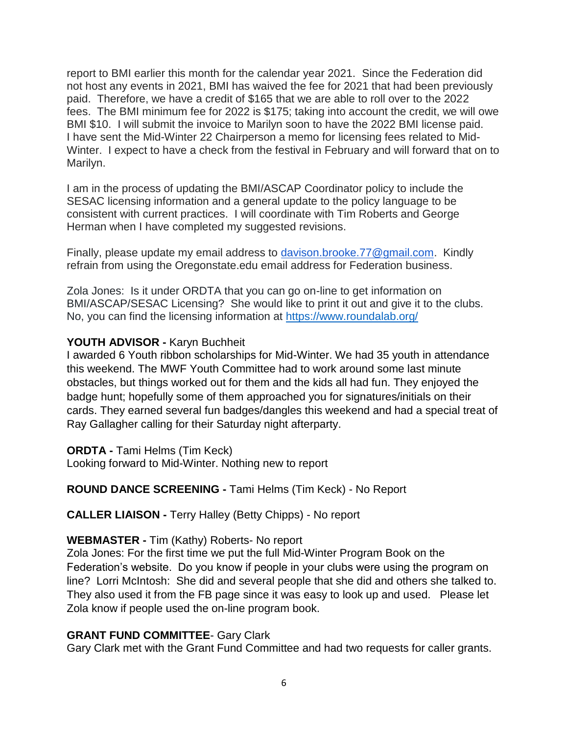report to BMI earlier this month for the calendar year 2021. Since the Federation did not host any events in 2021, BMI has waived the fee for 2021 that had been previously paid. Therefore, we have a credit of $165 that we are able to roll over to the 2022 fees. The BMI minimum fee for 2022 is $175; taking into account the credit, we will owe BMI $10. I will submit the invoice to Marilyn soon to have the 2022 BMI license paid. I have sent the Mid-Winter 22 Chairperson a memo for licensing fees related to Mid-Winter. I expect to have a check from the festival in February and will forward that on to Marilyn.

I am in the process of updating the BMI/ASCAP Coordinator policy to include the SESAC licensing information and a general update to the policy language to be consistent with current practices. I will coordinate with Tim Roberts and George Herman when I have completed my suggested revisions.

Finally, please update my email address to davison.brooke.77@gmail.com. Kindly refrain from using the Oregonstate.edu email address for Federation business.

Zola Jones: Is it under ORDTA that you can go on-line to get information on BMI/ASCAP/SESAC Licensing? She would like to print it out and give it to the clubs. No, you can find the licensing information at https://www.roundalab.org/

**YOUTH ADVISOR -** Karyn Buchheit
I awarded 6 Youth ribbon scholarships for Mid-Winter. We had 35 youth in attendance this weekend. The MWF Youth Committee had to work around some last minute obstacles, but things worked out for them and the kids all had fun. They enjoyed the badge hunt; hopefully some of them approached you for signatures/initials on their cards. They earned several fun badges/dangles this weekend and had a special treat of Ray Gallagher calling for their Saturday night afterparty.

**ORDTA -** Tami Helms (Tim Keck)
Looking forward to Mid-Winter. Nothing new to report

**ROUND DANCE SCREENING -** Tami Helms (Tim Keck) - No Report

**CALLER LIAISON -** Terry Halley (Betty Chipps) - No report

**WEBMASTER -** Tim (Kathy) Roberts- No report
Zola Jones: For the first time we put the full Mid-Winter Program Book on the Federation's website. Do you know if people in your clubs were using the program on line? Lorri McIntosh: She did and several people that she did and others she talked to. They also used it from the FB page since it was easy to look up and used. Please let Zola know if people used the on-line program book.

**GRANT FUND COMMITTEE**- Gary Clark
Gary Clark met with the Grant Fund Committee and had two requests for caller grants.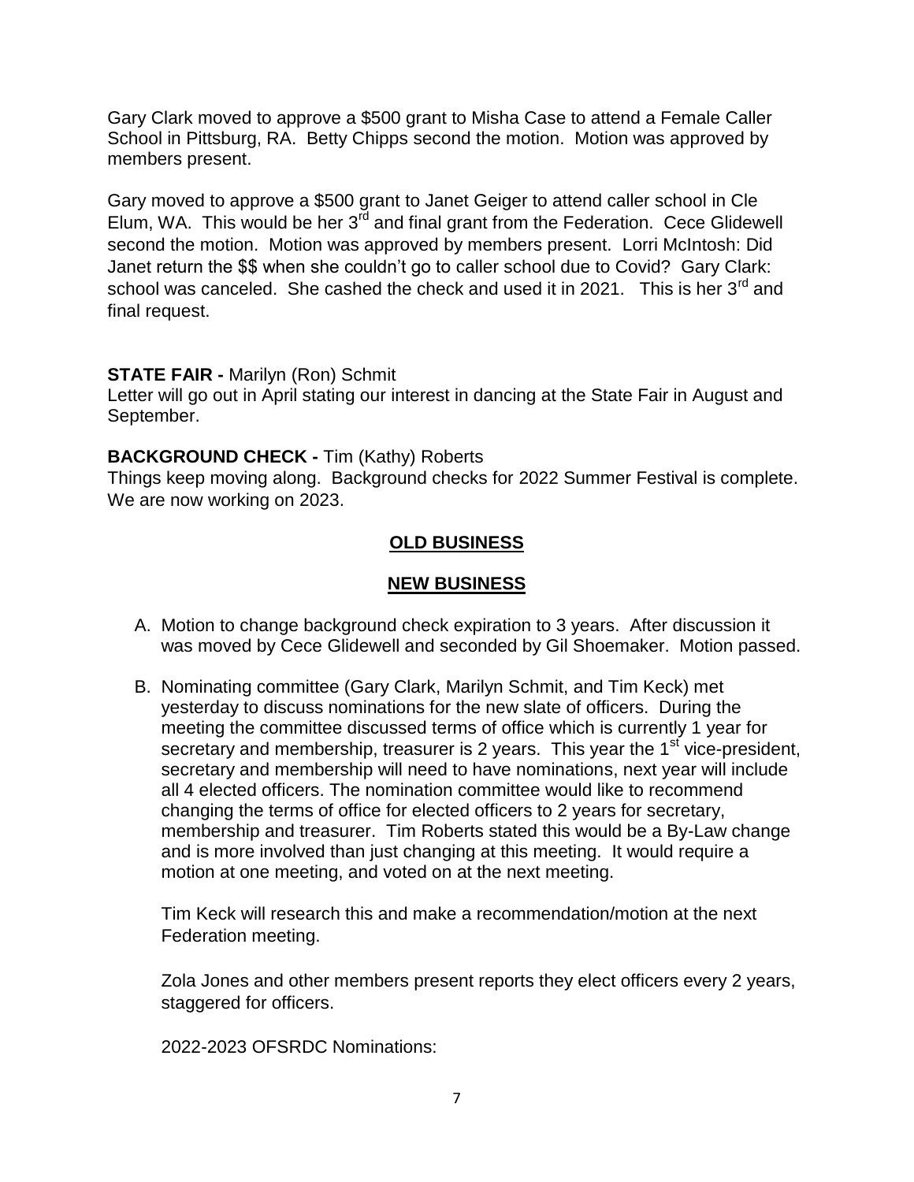Gary Clark moved to approve a $500 grant to Misha Case to attend a Female Caller School in Pittsburg, RA. Betty Chipps second the motion. Motion was approved by members present.

Gary moved to approve a $500 grant to Janet Geiger to attend caller school in Cle Elum, WA. This would be her 3rd and final grant from the Federation. Cece Glidewell second the motion. Motion was approved by members present. Lorri McIntosh: Did Janet return the $$ when she couldn't go to caller school due to Covid? Gary Clark: school was canceled. She cashed the check and used it in 2021. This is her 3rd and final request.

**STATE FAIR -** Marilyn (Ron) Schmit
Letter will go out in April stating our interest in dancing at the State Fair in August and September.

**BACKGROUND CHECK -** Tim (Kathy) Roberts
Things keep moving along. Background checks for 2022 Summer Festival is complete. We are now working on 2023.

## OLD BUSINESS

## NEW BUSINESS

A. Motion to change background check expiration to 3 years. After discussion it was moved by Cece Glidewell and seconded by Gil Shoemaker. Motion passed.

B. Nominating committee (Gary Clark, Marilyn Schmit, and Tim Keck) met yesterday to discuss nominations for the new slate of officers. During the meeting the committee discussed terms of office which is currently 1 year for secretary and membership, treasurer is 2 years. This year the 1st vice-president, secretary and membership will need to have nominations, next year will include all 4 elected officers. The nomination committee would like to recommend changing the terms of office for elected officers to 2 years for secretary, membership and treasurer. Tim Roberts stated this would be a By-Law change and is more involved than just changing at this meeting. It would require a motion at one meeting, and voted on at the next meeting.

   Tim Keck will research this and make a recommendation/motion at the next Federation meeting.

   Zola Jones and other members present reports they elect officers every 2 years, staggered for officers.

   2022-2023 OFSRDC Nominations: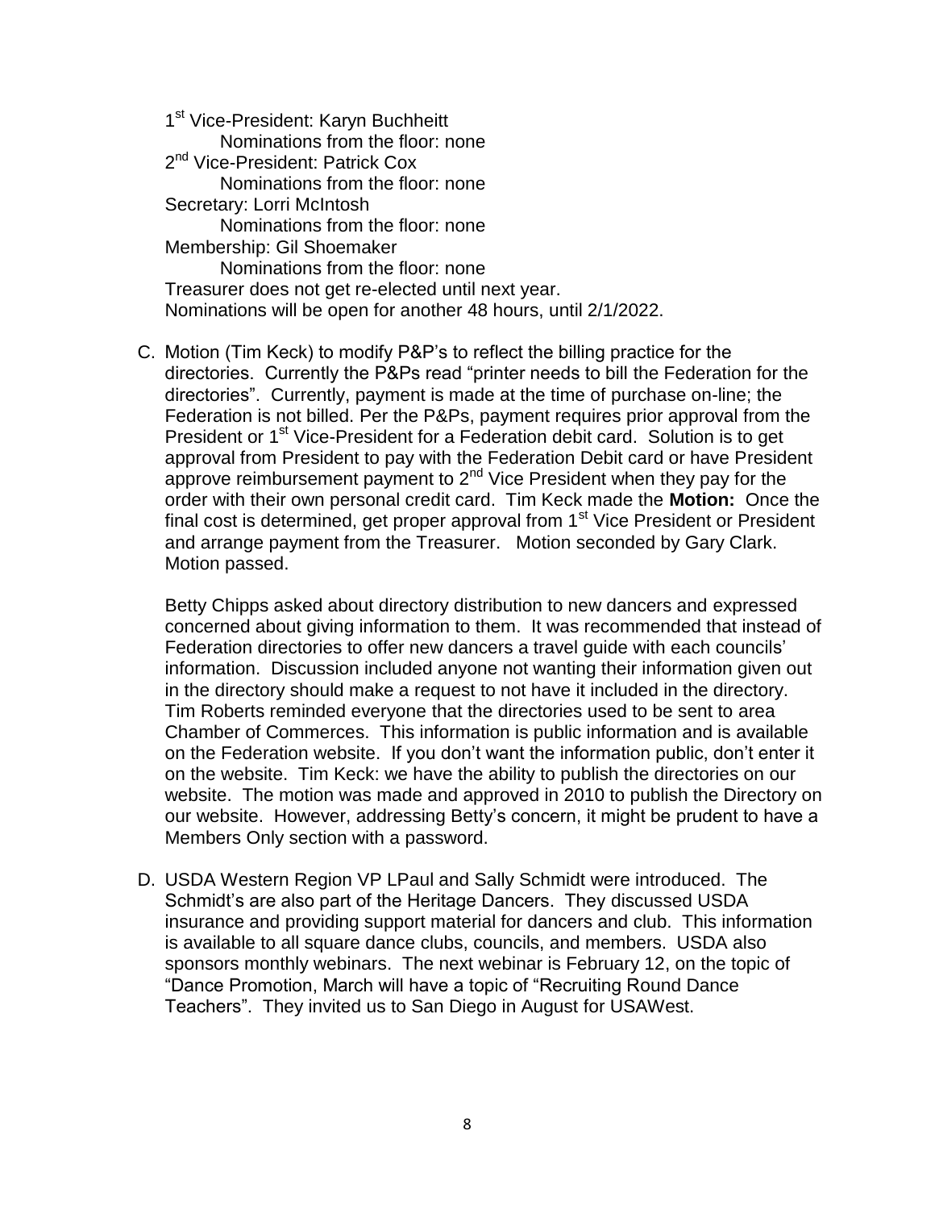1st Vice-President: Karyn Buchheitt
  Nominations from the floor: none
2nd Vice-President: Patrick Cox
  Nominations from the floor: none
Secretary: Lorri McIntosh
  Nominations from the floor: none
Membership: Gil Shoemaker
  Nominations from the floor: none
Treasurer does not get re-elected until next year.
Nominations will be open for another 48 hours, until 2/1/2022.

C. Motion (Tim Keck) to modify P&P's to reflect the billing practice for the directories. Currently the P&Ps read "printer needs to bill the Federation for the directories". Currently, payment is made at the time of purchase on-line; the Federation is not billed. Per the P&Ps, payment requires prior approval from the President or 1st Vice-President for a Federation debit card. Solution is to get approval from President to pay with the Federation Debit card or have President approve reimbursement payment to 2nd Vice President when they pay for the order with their own personal credit card. Tim Keck made the **Motion:** Once the final cost is determined, get proper approval from 1st Vice President or President and arrange payment from the Treasurer. Motion seconded by Gary Clark. Motion passed.

   Betty Chipps asked about directory distribution to new dancers and expressed concerned about giving information to them. It was recommended that instead of Federation directories to offer new dancers a travel guide with each councils' information. Discussion included anyone not wanting their information given out in the directory should make a request to not have it included in the directory. Tim Roberts reminded everyone that the directories used to be sent to area Chamber of Commerces. This information is public information and is available on the Federation website. If you don't want the information public, don't enter it on the website. Tim Keck: we have the ability to publish the directories on our website. The motion was made and approved in 2010 to publish the Directory on our website. However, addressing Betty's concern, it might be prudent to have a Members Only section with a password.

D. USDA Western Region VP LPaul and Sally Schmidt were introduced. The Schmidt's are also part of the Heritage Dancers. They discussed USDA insurance and providing support material for dancers and club. This information is available to all square dance clubs, councils, and members. USDA also sponsors monthly webinars. The next webinar is February 12, on the topic of "Dance Promotion, March will have a topic of "Recruiting Round Dance Teachers". They invited us to San Diego in August for USAWest.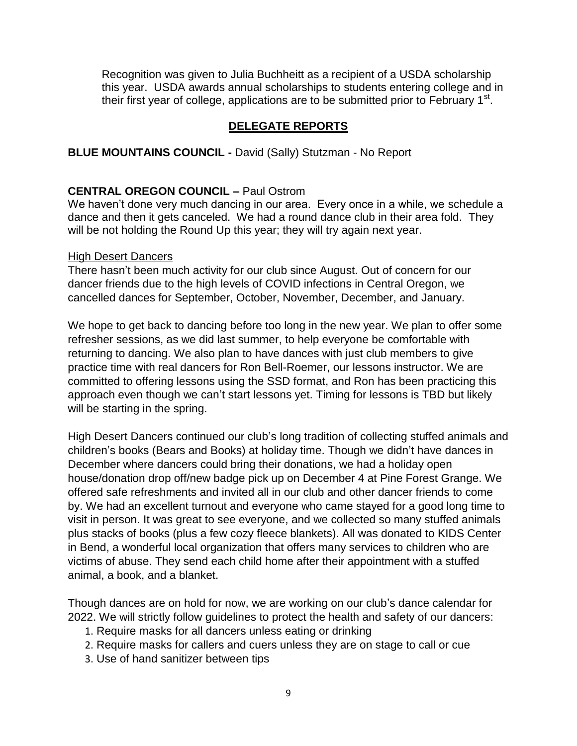Recognition was given to Julia Buchheitt as a recipient of a USDA scholarship this year. USDA awards annual scholarships to students entering college and in their first year of college, applications are to be submitted prior to February 1st.

## DELEGATE REPORTS

**BLUE MOUNTAINS COUNCIL -** David (Sally) Stutzman - No Report

**CENTRAL OREGON COUNCIL –** Paul Ostrom

We haven't done very much dancing in our area. Every once in a while, we schedule a dance and then it gets canceled. We had a round dance club in their area fold. They will be not holding the Round Up this year; they will try again next year.

High Desert Dancers

There hasn't been much activity for our club since August. Out of concern for our dancer friends due to the high levels of COVID infections in Central Oregon, we cancelled dances for September, October, November, December, and January.

We hope to get back to dancing before too long in the new year. We plan to offer some refresher sessions, as we did last summer, to help everyone be comfortable with returning to dancing. We also plan to have dances with just club members to give practice time with real dancers for Ron Bell-Roemer, our lessons instructor. We are committed to offering lessons using the SSD format, and Ron has been practicing this approach even though we can't start lessons yet. Timing for lessons is TBD but likely will be starting in the spring.

High Desert Dancers continued our club's long tradition of collecting stuffed animals and children's books (Bears and Books) at holiday time. Though we didn't have dances in December where dancers could bring their donations, we had a holiday open house/donation drop off/new badge pick up on December 4 at Pine Forest Grange. We offered safe refreshments and invited all in our club and other dancer friends to come by. We had an excellent turnout and everyone who came stayed for a good long time to visit in person. It was great to see everyone, and we collected so many stuffed animals plus stacks of books (plus a few cozy fleece blankets). All was donated to KIDS Center in Bend, a wonderful local organization that offers many services to children who are victims of abuse. They send each child home after their appointment with a stuffed animal, a book, and a blanket.

Though dances are on hold for now, we are working on our club's dance calendar for 2022. We will strictly follow guidelines to protect the health and safety of our dancers:

1. Require masks for all dancers unless eating or drinking
2. Require masks for callers and cuers unless they are on stage to call or cue
3. Use of hand sanitizer between tips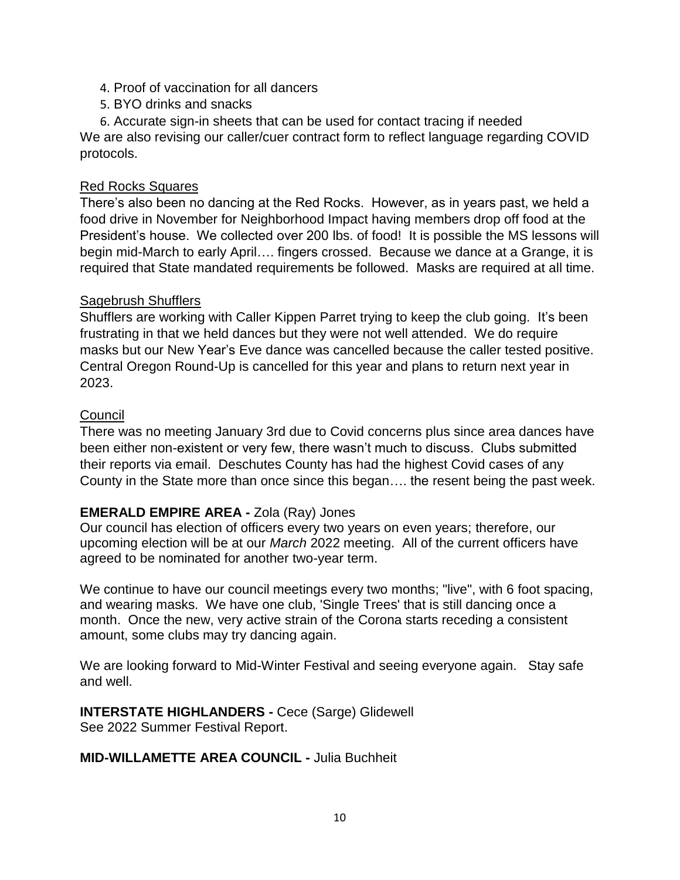4. Proof of vaccination for all dancers
5. BYO drinks and snacks
6. Accurate sign-in sheets that can be used for contact tracing if needed

We are also revising our caller/cuer contract form to reflect language regarding COVID protocols.

Red Rocks Squares

There's also been no dancing at the Red Rocks. However, as in years past, we held a food drive in November for Neighborhood Impact having members drop off food at the President's house. We collected over 200 lbs. of food! It is possible the MS lessons will begin mid-March to early April…. fingers crossed. Because we dance at a Grange, it is required that State mandated requirements be followed. Masks are required at all time.

Sagebrush Shufflers

Shufflers are working with Caller Kippen Parret trying to keep the club going. It's been frustrating in that we held dances but they were not well attended. We do require masks but our New Year's Eve dance was cancelled because the caller tested positive. Central Oregon Round-Up is cancelled for this year and plans to return next year in 2023.

Council

There was no meeting January 3rd due to Covid concerns plus since area dances have been either non-existent or very few, there wasn't much to discuss. Clubs submitted their reports via email. Deschutes County has had the highest Covid cases of any County in the State more than once since this began…. the resent being the past week.

**EMERALD EMPIRE AREA -** Zola (Ray) Jones

Our council has election of officers every two years on even years; therefore, our upcoming election will be at our *March* 2022 meeting. All of the current officers have agreed to be nominated for another two-year term.

We continue to have our council meetings every two months; "live", with 6 foot spacing, and wearing masks. We have one club, 'Single Trees' that is still dancing once a month. Once the new, very active strain of the Corona starts receding a consistent amount, some clubs may try dancing again.

We are looking forward to Mid-Winter Festival and seeing everyone again. Stay safe and well.

**INTERSTATE HIGHLANDERS -** Cece (Sarge) Glidewell

See 2022 Summer Festival Report.

**MID-WILLAMETTE AREA COUNCIL -** Julia Buchheit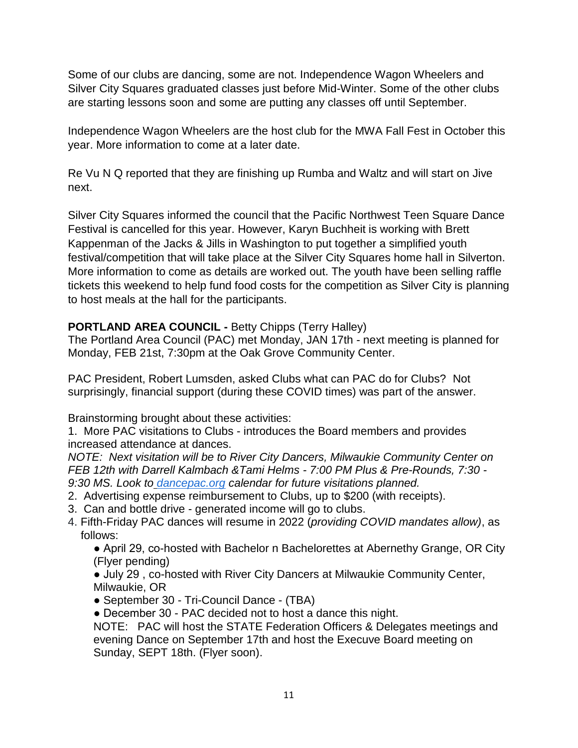Some of our clubs are dancing, some are not. Independence Wagon Wheelers and Silver City Squares graduated classes just before Mid-Winter. Some of the other clubs are starting lessons soon and some are putting any classes off until September.

Independence Wagon Wheelers are the host club for the MWA Fall Fest in October this year. More information to come at a later date.

Re Vu N Q reported that they are finishing up Rumba and Waltz and will start on Jive next.

Silver City Squares informed the council that the Pacific Northwest Teen Square Dance Festival is cancelled for this year. However, Karyn Buchheit is working with Brett Kappenman of the Jacks & Jills in Washington to put together a simplified youth festival/competition that will take place at the Silver City Squares home hall in Silverton. More information to come as details are worked out. The youth have been selling raffle tickets this weekend to help fund food costs for the competition as Silver City is planning to host meals at the hall for the participants.

**PORTLAND AREA COUNCIL -** Betty Chipps (Terry Halley)
The Portland Area Council (PAC) met Monday, JAN 17th - next meeting is planned for Monday, FEB 21st, 7:30pm at the Oak Grove Community Center.

PAC President, Robert Lumsden, asked Clubs what can PAC do for Clubs? Not surprisingly, financial support (during these COVID times) was part of the answer.

Brainstorming brought about these activities:

1. More PAC visitations to Clubs - introduces the Board members and provides increased attendance at dances.
*NOTE: Next visitation will be to River City Dancers, Milwaukie Community Center on FEB 12th with Darrell Kalmbach &Tami Helms - 7:00 PM Plus & Pre-Rounds, 7:30 - 9:30 MS. Look to dancepac.org calendar for future visitations planned.*
2. Advertising expense reimbursement to Clubs, up to $200 (with receipts).
3. Can and bottle drive - generated income will go to clubs.
4. Fifth-Friday PAC dances will resume in 2022 (*providing COVID mandates allow)*, as follows:
   - April 29, co-hosted with Bachelor n Bachelorettes at Abernethy Grange, OR City (Flyer pending)
   - July 29 , co-hosted with River City Dancers at Milwaukie Community Center, Milwaukie, OR
   - September 30 - Tri-Council Dance - (TBA)
   - December 30 - PAC decided not to host a dance this night.

   NOTE: PAC will host the STATE Federation Officers & Delegates meetings and evening Dance on September 17th and host the Execuve Board meeting on Sunday, SEPT 18th. (Flyer soon).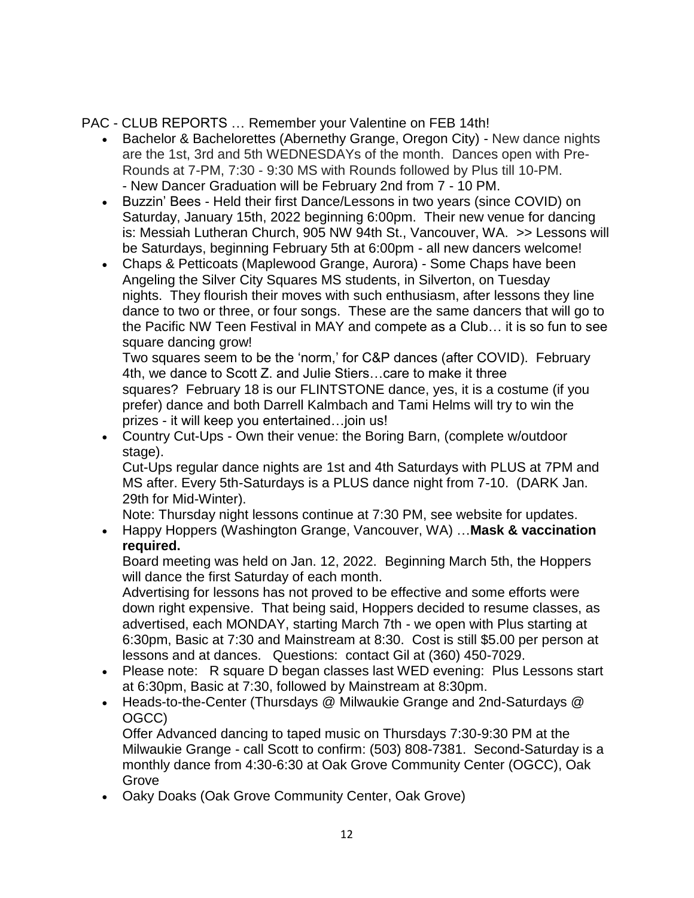PAC - CLUB REPORTS … Remember your Valentine on FEB 14th!

- Bachelor & Bachelorettes (Abernethy Grange, Oregon City) - New dance nights are the 1st, 3rd and 5th WEDNESDAYs of the month. Dances open with Pre-Rounds at 7-PM, 7:30 - 9:30 MS with Rounds followed by Plus till 10-PM.
  - New Dancer Graduation will be February 2nd from 7 - 10 PM.
- Buzzin' Bees - Held their first Dance/Lessons in two years (since COVID) on Saturday, January 15th, 2022 beginning 6:00pm. Their new venue for dancing is: Messiah Lutheran Church, 905 NW 94th St., Vancouver, WA. >> Lessons will be Saturdays, beginning February 5th at 6:00pm - all new dancers welcome!
- Chaps & Petticoats (Maplewood Grange, Aurora) - Some Chaps have been Angeling the Silver City Squares MS students, in Silverton, on Tuesday nights. They flourish their moves with such enthusiasm, after lessons they line dance to two or three, or four songs. These are the same dancers that will go to the Pacific NW Teen Festival in MAY and compete as a Club… it is so fun to see square dancing grow!

  Two squares seem to be the 'norm,' for C&P dances (after COVID). February 4th, we dance to Scott Z. and Julie Stiers…care to make it three squares? February 18 is our FLINTSTONE dance, yes, it is a costume (if you prefer) dance and both Darrell Kalmbach and Tami Helms will try to win the prizes - it will keep you entertained…join us!
- Country Cut-Ups - Own their venue: the Boring Barn, (complete w/outdoor stage).

  Cut-Ups regular dance nights are 1st and 4th Saturdays with PLUS at 7PM and MS after. Every 5th-Saturdays is a PLUS dance night from 7-10. (DARK Jan. 29th for Mid-Winter).

  Note: Thursday night lessons continue at 7:30 PM, see website for updates.
- Happy Hoppers (Washington Grange, Vancouver, WA) …**Mask & vaccination required.**

  Board meeting was held on Jan. 12, 2022. Beginning March 5th, the Hoppers will dance the first Saturday of each month.

  Advertising for lessons has not proved to be effective and some efforts were down right expensive. That being said, Hoppers decided to resume classes, as advertised, each MONDAY, starting March 7th - we open with Plus starting at 6:30pm, Basic at 7:30 and Mainstream at 8:30. Cost is still $5.00 per person at lessons and at dances. Questions: contact Gil at (360) 450-7029.
- Please note: R square D began classes last WED evening: Plus Lessons start at 6:30pm, Basic at 7:30, followed by Mainstream at 8:30pm.
- Heads-to-the-Center (Thursdays @ Milwaukie Grange and 2nd-Saturdays @ OGCC)

  Offer Advanced dancing to taped music on Thursdays 7:30-9:30 PM at the Milwaukie Grange - call Scott to confirm: (503) 808-7381. Second-Saturday is a monthly dance from 4:30-6:30 at Oak Grove Community Center (OGCC), Oak Grove
- Oaky Doaks (Oak Grove Community Center, Oak Grove)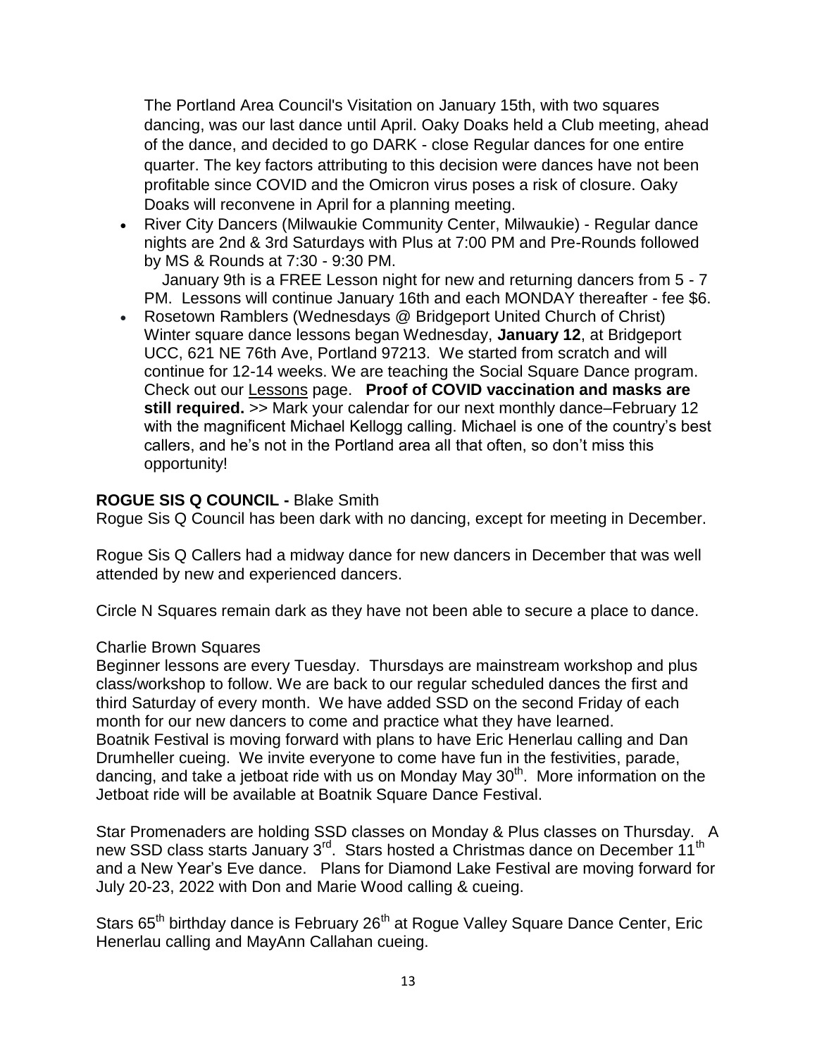The Portland Area Council's Visitation on January 15th, with two squares dancing, was our last dance until April. Oaky Doaks held a Club meeting, ahead of the dance, and decided to go DARK - close Regular dances for one entire quarter. The key factors attributing to this decision were dances have not been profitable since COVID and the Omicron virus poses a risk of closure. Oaky Doaks will reconvene in April for a planning meeting.

- River City Dancers (Milwaukie Community Center, Milwaukie) - Regular dance nights are 2nd & 3rd Saturdays with Plus at 7:00 PM and Pre-Rounds followed by MS & Rounds at 7:30 - 9:30 PM.
  January 9th is a FREE Lesson night for new and returning dancers from 5 - 7 PM. Lessons will continue January 16th and each MONDAY thereafter - fee $6.
- Rosetown Ramblers (Wednesdays @ Bridgeport United Church of Christ) Winter square dance lessons began Wednesday, **January 12**, at Bridgeport UCC, 621 NE 76th Ave, Portland 97213. We started from scratch and will continue for 12-14 weeks. We are teaching the Social Square Dance program. Check out our Lessons page. **Proof of COVID vaccination and masks are still required.** >> Mark your calendar for our next monthly dance–February 12 with the magnificent Michael Kellogg calling. Michael is one of the country's best callers, and he's not in the Portland area all that often, so don't miss this opportunity!

**ROGUE SIS Q COUNCIL -** Blake Smith

Rogue Sis Q Council has been dark with no dancing, except for meeting in December.

Rogue Sis Q Callers had a midway dance for new dancers in December that was well attended by new and experienced dancers.

Circle N Squares remain dark as they have not been able to secure a place to dance.

Charlie Brown Squares

Beginner lessons are every Tuesday. Thursdays are mainstream workshop and plus class/workshop to follow. We are back to our regular scheduled dances the first and third Saturday of every month. We have added SSD on the second Friday of each month for our new dancers to come and practice what they have learned.
Boatnik Festival is moving forward with plans to have Eric Henerlau calling and Dan Drumheller cueing. We invite everyone to come have fun in the festivities, parade, dancing, and take a jetboat ride with us on Monday May 30th. More information on the Jetboat ride will be available at Boatnik Square Dance Festival.

Star Promenaders are holding SSD classes on Monday & Plus classes on Thursday. A new SSD class starts January 3rd. Stars hosted a Christmas dance on December 11th and a New Year's Eve dance. Plans for Diamond Lake Festival are moving forward for July 20-23, 2022 with Don and Marie Wood calling & cueing.

Stars 65th birthday dance is February 26th at Rogue Valley Square Dance Center, Eric Henerlau calling and MayAnn Callahan cueing.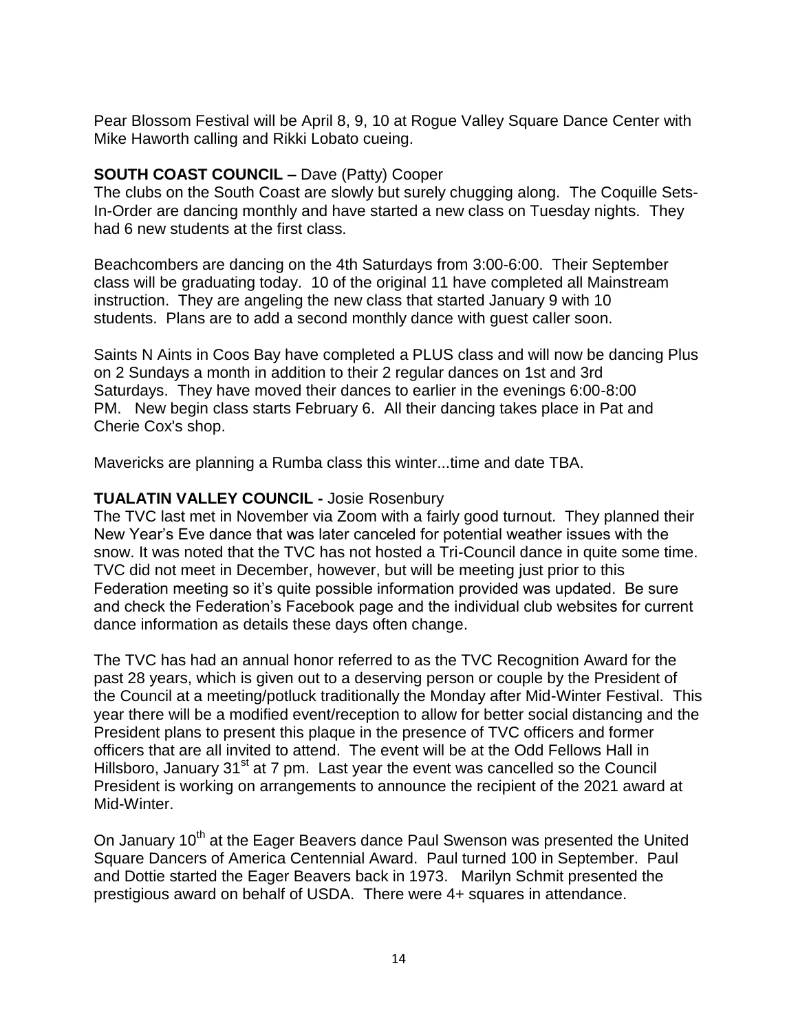Pear Blossom Festival will be April 8, 9, 10 at Rogue Valley Square Dance Center with Mike Haworth calling and Rikki Lobato cueing.

**SOUTH COAST COUNCIL –** Dave (Patty) Cooper

The clubs on the South Coast are slowly but surely chugging along. The Coquille Sets-In-Order are dancing monthly and have started a new class on Tuesday nights. They had 6 new students at the first class.

Beachcombers are dancing on the 4th Saturdays from 3:00-6:00. Their September class will be graduating today. 10 of the original 11 have completed all Mainstream instruction. They are angeling the new class that started January 9 with 10 students. Plans are to add a second monthly dance with guest caller soon.

Saints N Aints in Coos Bay have completed a PLUS class and will now be dancing Plus on 2 Sundays a month in addition to their 2 regular dances on 1st and 3rd Saturdays. They have moved their dances to earlier in the evenings 6:00-8:00 PM. New begin class starts February 6. All their dancing takes place in Pat and Cherie Cox's shop.

Mavericks are planning a Rumba class this winter...time and date TBA.

**TUALATIN VALLEY COUNCIL -** Josie Rosenbury

The TVC last met in November via Zoom with a fairly good turnout. They planned their New Year's Eve dance that was later canceled for potential weather issues with the snow. It was noted that the TVC has not hosted a Tri-Council dance in quite some time. TVC did not meet in December, however, but will be meeting just prior to this Federation meeting so it's quite possible information provided was updated. Be sure and check the Federation's Facebook page and the individual club websites for current dance information as details these days often change.

The TVC has had an annual honor referred to as the TVC Recognition Award for the past 28 years, which is given out to a deserving person or couple by the President of the Council at a meeting/potluck traditionally the Monday after Mid-Winter Festival. This year there will be a modified event/reception to allow for better social distancing and the President plans to present this plaque in the presence of TVC officers and former officers that are all invited to attend. The event will be at the Odd Fellows Hall in Hillsboro, January 31st at 7 pm. Last year the event was cancelled so the Council President is working on arrangements to announce the recipient of the 2021 award at Mid-Winter.

On January 10th at the Eager Beavers dance Paul Swenson was presented the United Square Dancers of America Centennial Award. Paul turned 100 in September. Paul and Dottie started the Eager Beavers back in 1973. Marilyn Schmit presented the prestigious award on behalf of USDA. There were 4+ squares in attendance.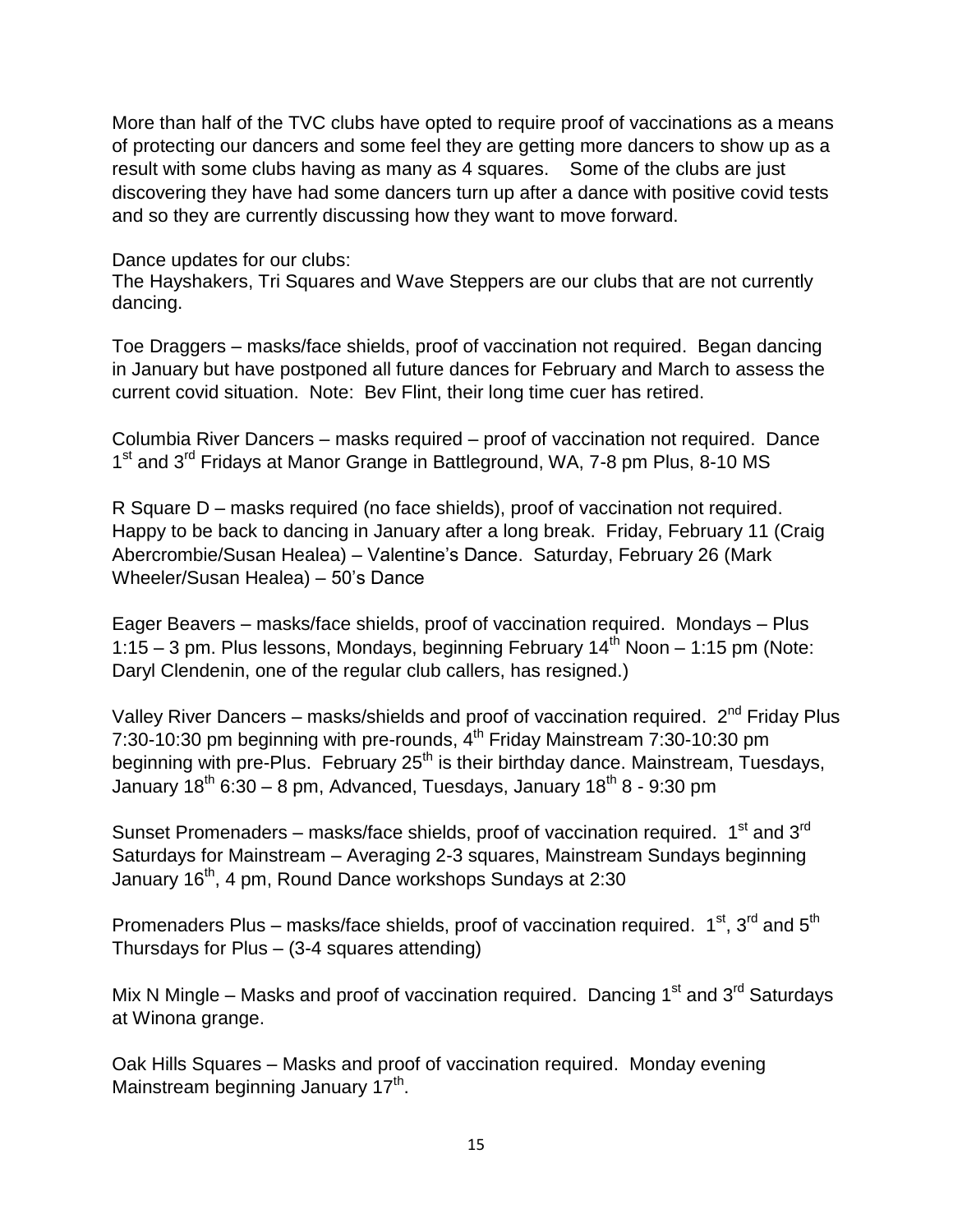More than half of the TVC clubs have opted to require proof of vaccinations as a means of protecting our dancers and some feel they are getting more dancers to show up as a result with some clubs having as many as 4 squares.   Some of the clubs are just discovering they have had some dancers turn up after a dance with positive covid tests and so they are currently discussing how they want to move forward.

Dance updates for our clubs:
The Hayshakers, Tri Squares and Wave Steppers are our clubs that are not currently dancing.

Toe Draggers – masks/face shields, proof of vaccination not required.  Began dancing in January but have postponed all future dances for February and March to assess the current covid situation.  Note:  Bev Flint, their long time cuer has retired.

Columbia River Dancers – masks required – proof of vaccination not required.  Dance 1st and 3rd Fridays at Manor Grange in Battleground, WA, 7-8 pm Plus, 8-10 MS

R Square D – masks required (no face shields), proof of vaccination not required.  Happy to be back to dancing in January after a long break.  Friday, February 11 (Craig Abercrombie/Susan Healea) – Valentine's Dance.  Saturday, February 26 (Mark Wheeler/Susan Healea) – 50's Dance

Eager Beavers – masks/face shields, proof of vaccination required.  Mondays – Plus 1:15 – 3 pm. Plus lessons, Mondays, beginning February 14th Noon – 1:15 pm (Note: Daryl Clendenin, one of the regular club callers, has resigned.)

Valley River Dancers – masks/shields and proof of vaccination required.  2nd Friday Plus 7:30-10:30 pm beginning with pre-rounds, 4th Friday Mainstream 7:30-10:30 pm beginning with pre-Plus.  February 25th is their birthday dance. Mainstream, Tuesdays, January 18th 6:30 – 8 pm, Advanced, Tuesdays, January 18th 8 - 9:30 pm

Sunset Promenaders – masks/face shields, proof of vaccination required.  1st and 3rd Saturdays for Mainstream – Averaging 2-3 squares, Mainstream Sundays beginning January 16th, 4 pm, Round Dance workshops Sundays at 2:30

Promenaders Plus – masks/face shields, proof of vaccination required.  1st, 3rd and 5th Thursdays for Plus – (3-4 squares attending)

Mix N Mingle – Masks and proof of vaccination required.  Dancing 1st and 3rd Saturdays at Winona grange.

Oak Hills Squares – Masks and proof of vaccination required.  Monday evening Mainstream beginning January 17th.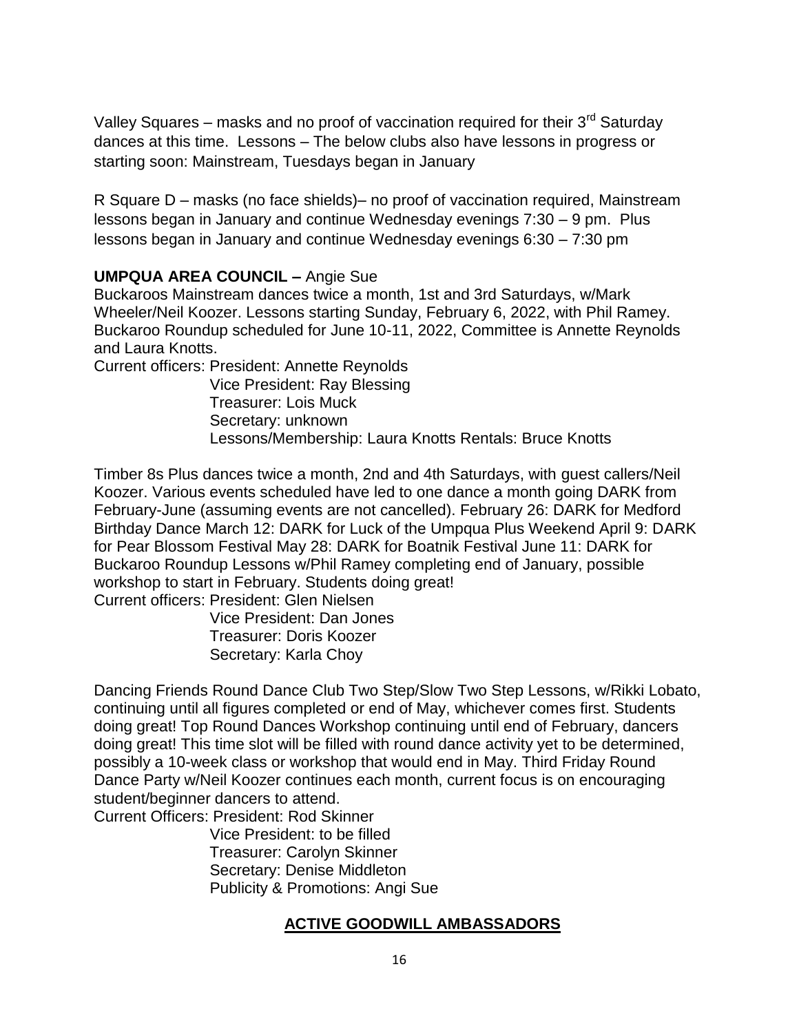Valley Squares – masks and no proof of vaccination required for their 3rd Saturday dances at this time. Lessons – The below clubs also have lessons in progress or starting soon: Mainstream, Tuesdays began in January

R Square D – masks (no face shields)– no proof of vaccination required, Mainstream lessons began in January and continue Wednesday evenings 7:30 – 9 pm. Plus lessons began in January and continue Wednesday evenings 6:30 – 7:30 pm

**UMPQUA AREA COUNCIL –** Angie Sue

Buckaroos Mainstream dances twice a month, 1st and 3rd Saturdays, w/Mark Wheeler/Neil Koozer. Lessons starting Sunday, February 6, 2022, with Phil Ramey. Buckaroo Roundup scheduled for June 10-11, 2022, Committee is Annette Reynolds and Laura Knotts.

Current officers: President: Annette Reynolds
Vice President: Ray Blessing
Treasurer: Lois Muck
Secretary: unknown
Lessons/Membership: Laura Knotts Rentals: Bruce Knotts

Timber 8s Plus dances twice a month, 2nd and 4th Saturdays, with guest callers/Neil Koozer. Various events scheduled have led to one dance a month going DARK from February-June (assuming events are not cancelled). February 26: DARK for Medford Birthday Dance March 12: DARK for Luck of the Umpqua Plus Weekend April 9: DARK for Pear Blossom Festival May 28: DARK for Boatnik Festival June 11: DARK for Buckaroo Roundup Lessons w/Phil Ramey completing end of January, possible workshop to start in February. Students doing great!

Current officers: President: Glen Nielsen
Vice President: Dan Jones
Treasurer: Doris Koozer
Secretary: Karla Choy

Dancing Friends Round Dance Club Two Step/Slow Two Step Lessons, w/Rikki Lobato, continuing until all figures completed or end of May, whichever comes first. Students doing great! Top Round Dances Workshop continuing until end of February, dancers doing great! This time slot will be filled with round dance activity yet to be determined, possibly a 10-week class or workshop that would end in May. Third Friday Round Dance Party w/Neil Koozer continues each month, current focus is on encouraging student/beginner dancers to attend.

Current Officers: President: Rod Skinner
Vice President: to be filled
Treasurer: Carolyn Skinner
Secretary: Denise Middleton
Publicity & Promotions: Angi Sue

## ACTIVE GOODWILL AMBASSADORS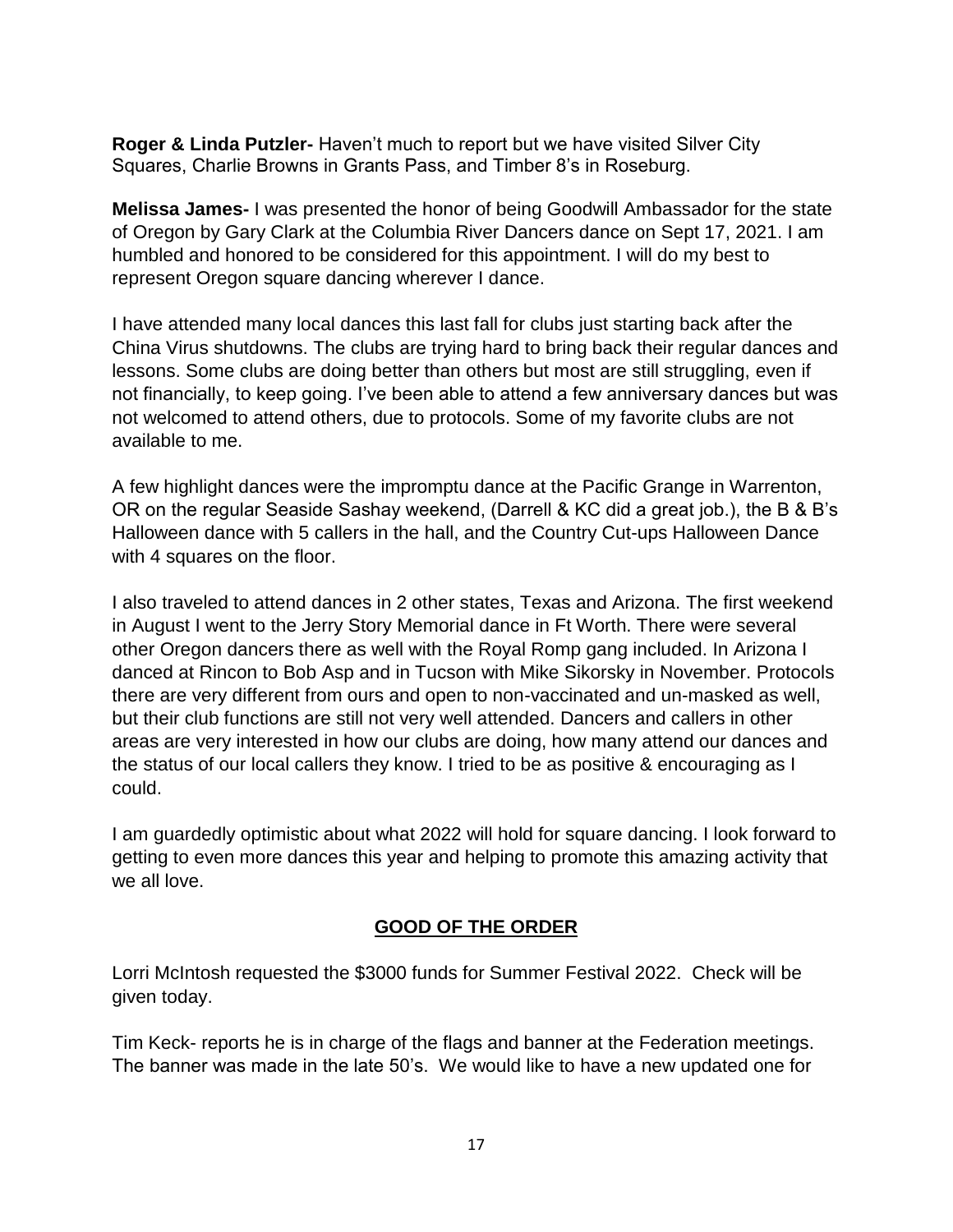**Roger & Linda Putzler-** Haven't much to report but we have visited Silver City Squares, Charlie Browns in Grants Pass, and Timber 8's in Roseburg.

**Melissa James-** I was presented the honor of being Goodwill Ambassador for the state of Oregon by Gary Clark at the Columbia River Dancers dance on Sept 17, 2021. I am humbled and honored to be considered for this appointment. I will do my best to represent Oregon square dancing wherever I dance.

I have attended many local dances this last fall for clubs just starting back after the China Virus shutdowns. The clubs are trying hard to bring back their regular dances and lessons. Some clubs are doing better than others but most are still struggling, even if not financially, to keep going. I've been able to attend a few anniversary dances but was not welcomed to attend others, due to protocols. Some of my favorite clubs are not available to me.

A few highlight dances were the impromptu dance at the Pacific Grange in Warrenton, OR on the regular Seaside Sashay weekend, (Darrell & KC did a great job.), the B & B's Halloween dance with 5 callers in the hall, and the Country Cut-ups Halloween Dance with 4 squares on the floor.

I also traveled to attend dances in 2 other states, Texas and Arizona. The first weekend in August I went to the Jerry Story Memorial dance in Ft Worth. There were several other Oregon dancers there as well with the Royal Romp gang included. In Arizona I danced at Rincon to Bob Asp and in Tucson with Mike Sikorsky in November. Protocols there are very different from ours and open to non-vaccinated and un-masked as well, but their club functions are still not very well attended. Dancers and callers in other areas are very interested in how our clubs are doing, how many attend our dances and the status of our local callers they know. I tried to be as positive & encouraging as I could.

I am guardedly optimistic about what 2022 will hold for square dancing. I look forward to getting to even more dances this year and helping to promote this amazing activity that we all love.

## GOOD OF THE ORDER

Lorri McIntosh requested the $3000 funds for Summer Festival 2022. Check will be given today.

Tim Keck- reports he is in charge of the flags and banner at the Federation meetings. The banner was made in the late 50's. We would like to have a new updated one for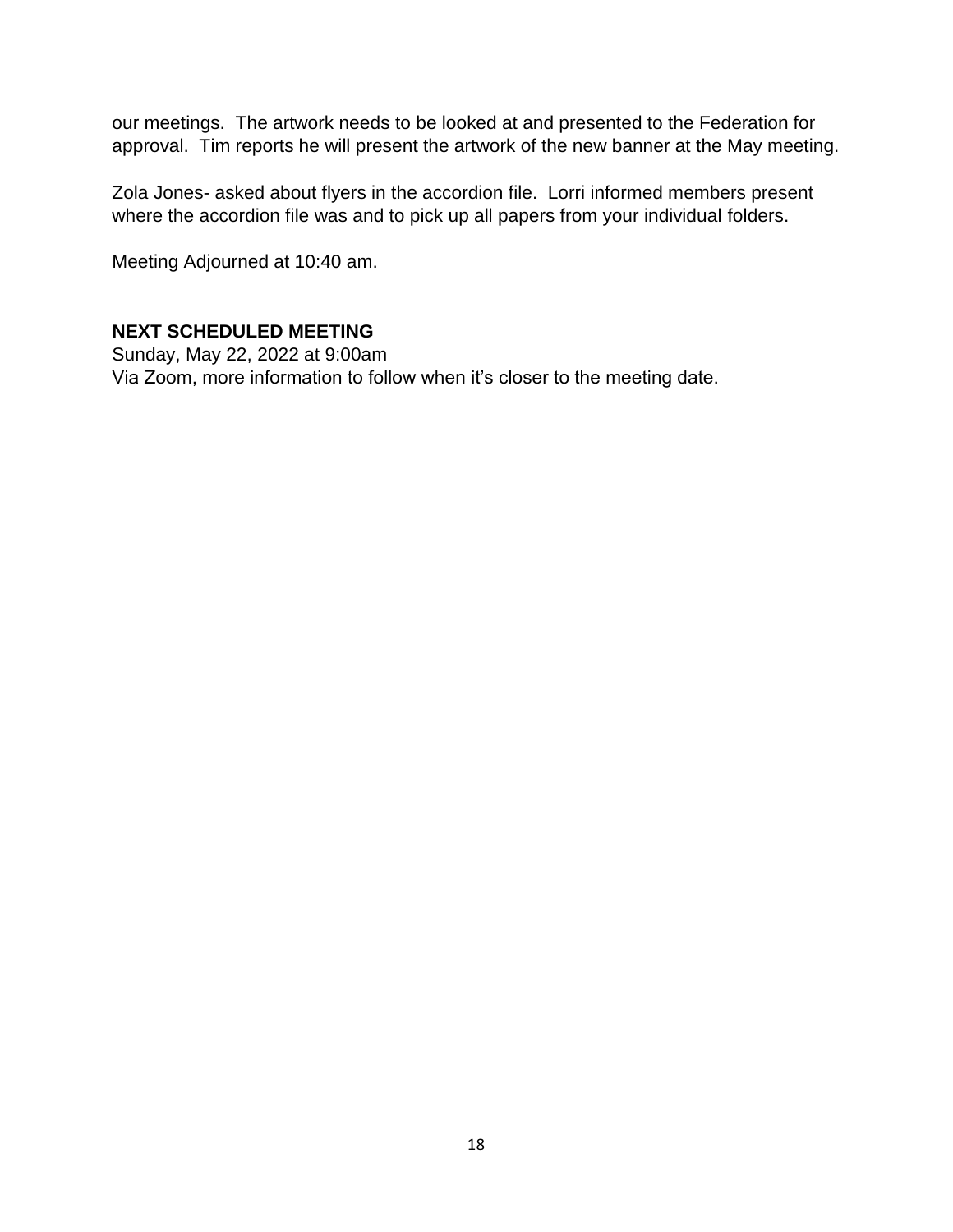our meetings. The artwork needs to be looked at and presented to the Federation for approval. Tim reports he will present the artwork of the new banner at the May meeting.

Zola Jones- asked about flyers in the accordion file. Lorri informed members present where the accordion file was and to pick up all papers from your individual folders.

Meeting Adjourned at 10:40 am.

**NEXT SCHEDULED MEETING**

Sunday, May 22, 2022 at 9:00am
Via Zoom, more information to follow when it's closer to the meeting date.